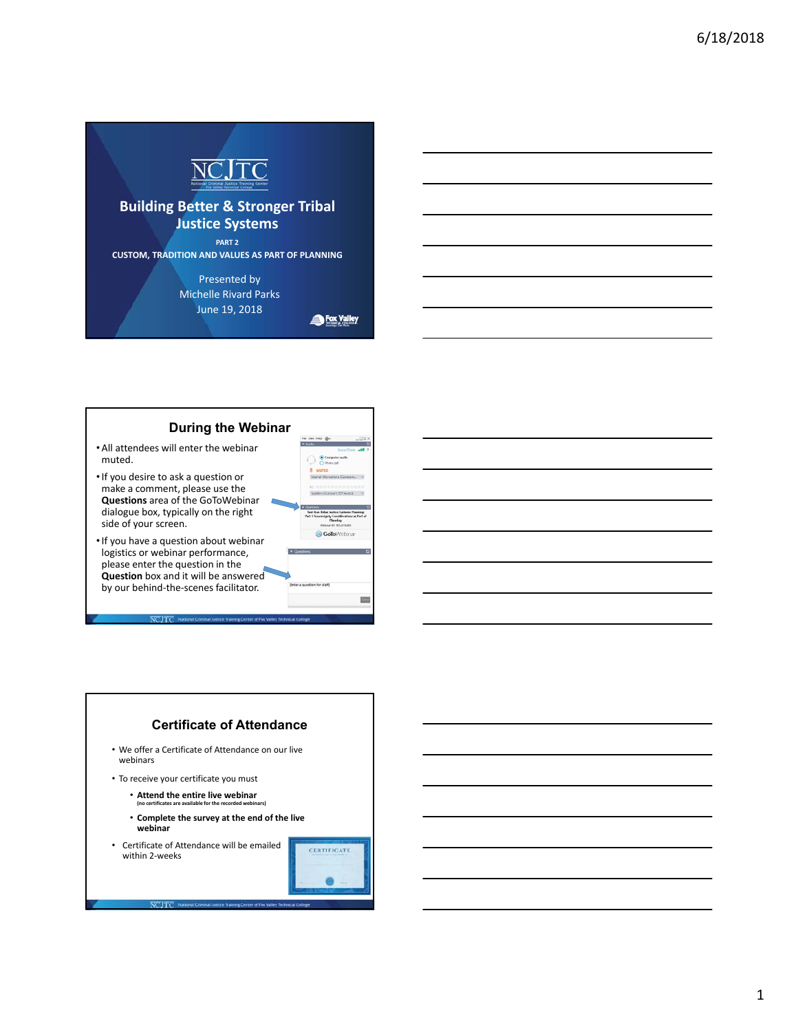# Building Better & Stronger Tribal Justice Systems

PART 2

CUSTOM, TRADITION AND VALUES AS PART OF PLANNING

Presented by
Michelle Rivard Parks
June 19, 2018

## During the Webinar

- All attendees will enter the webinar muted.
- If you desire to ask a question or make a comment, please use the **Questions** area of the GoToWebinar dialogue box, typically on the right side of your screen.
- If you have a question about webinar logistics or webinar performance, please enter the question in the **Question** box and it will be answered by our behind-the-scenes facilitator.

## Certificate of Attendance

- We offer a Certificate of Attendance on our live webinars
- To receive your certificate you must
  - **Attend the entire live webinar** (no certificates are available for the recorded webinars)
  - **Complete the survey at the end of the live webinar**
- Certificate of Attendance will be emailed within 2-weeks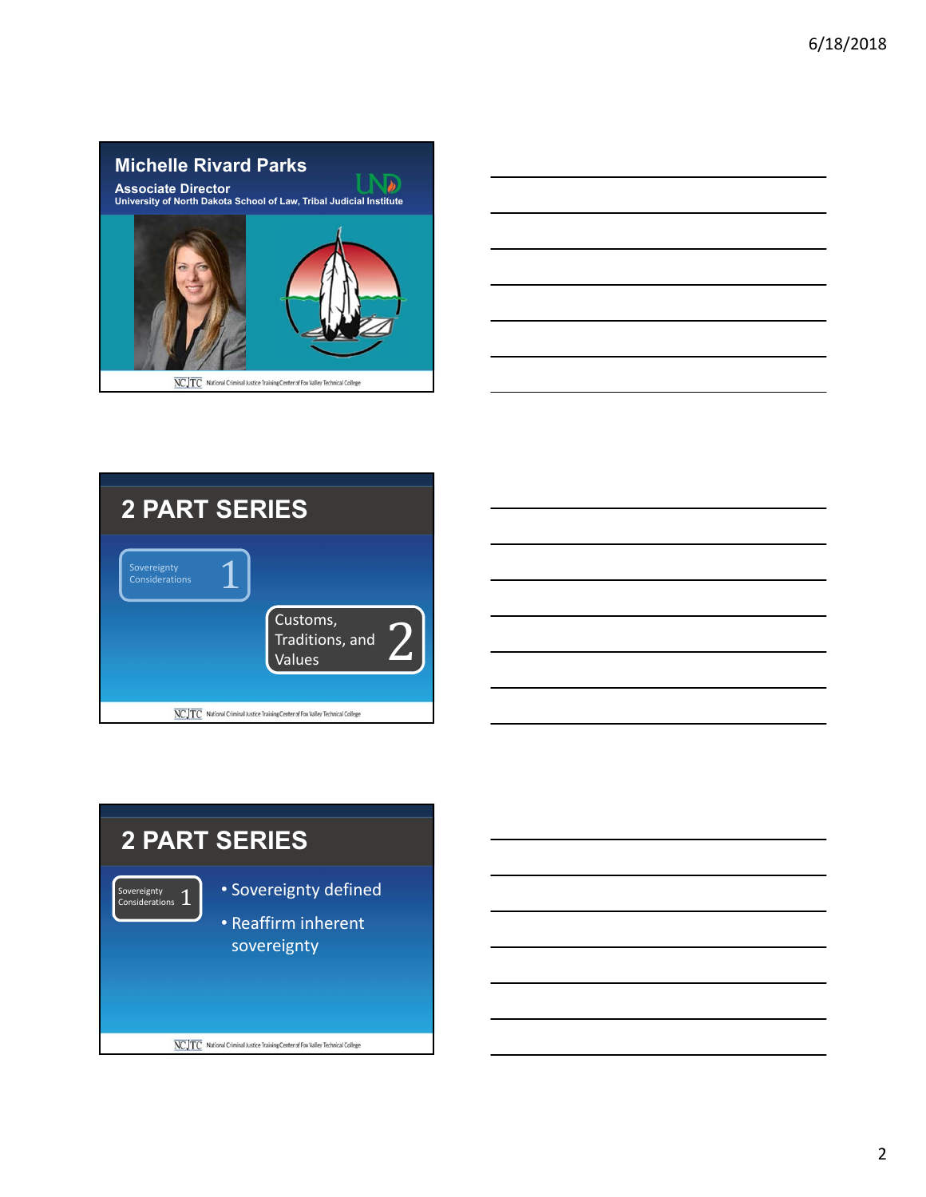## Michelle Rivard Parks

**Associate Director**

**University of North Dakota School of Law, Tribal Judicial Institute**

NCJTC National Criminal Justice Training Center of Fox Valley Technical College

## 2 PART SERIES

Sovereignty Considerations 1

Customs, Traditions, and Values 2

NCJTC National Criminal Justice Training Center of Fox Valley Technical College

## 2 PART SERIES

Sovereignty Considerations 1

- Sovereignty defined
- Reaffirm inherent sovereignty

NCJTC National Criminal Justice Training Center of Fox Valley Technical College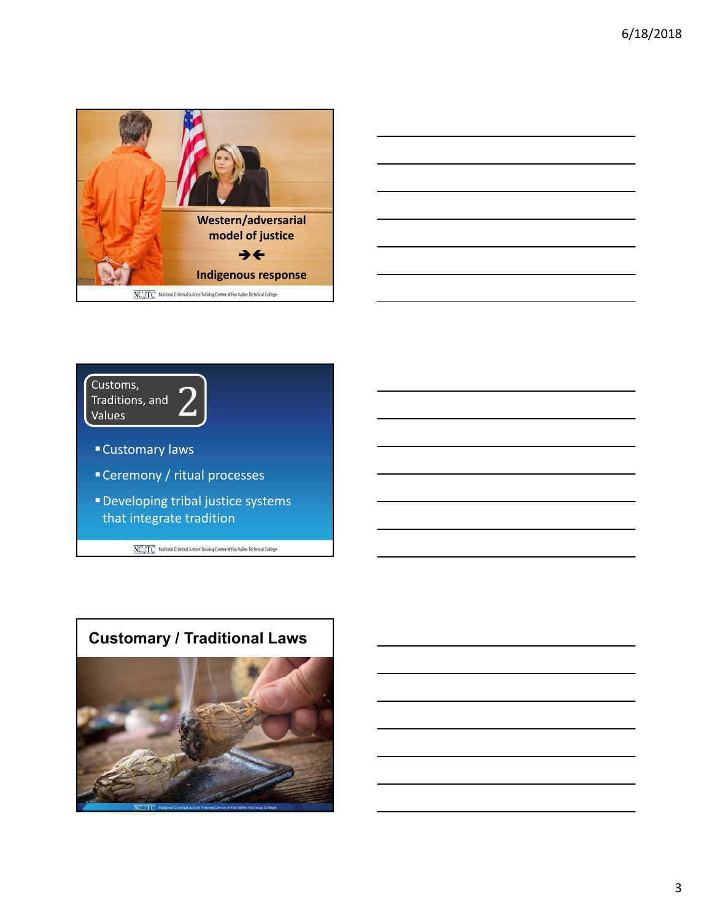Western/adversarial model of justice

➔⟵

Indigenous response

NCJTC National Criminal Justice Training Center of Fox Valley Technical College

---

Customs, Traditions, and Values 2

- Customary laws
- Ceremony / ritual processes
- Developing tribal justice systems that integrate tradition

NCJTC National Criminal Justice Training Center of Fox Valley Technical College

---

## Customary / Traditional Laws

NCJTC National Criminal Justice Training Center of Fox Valley Technical College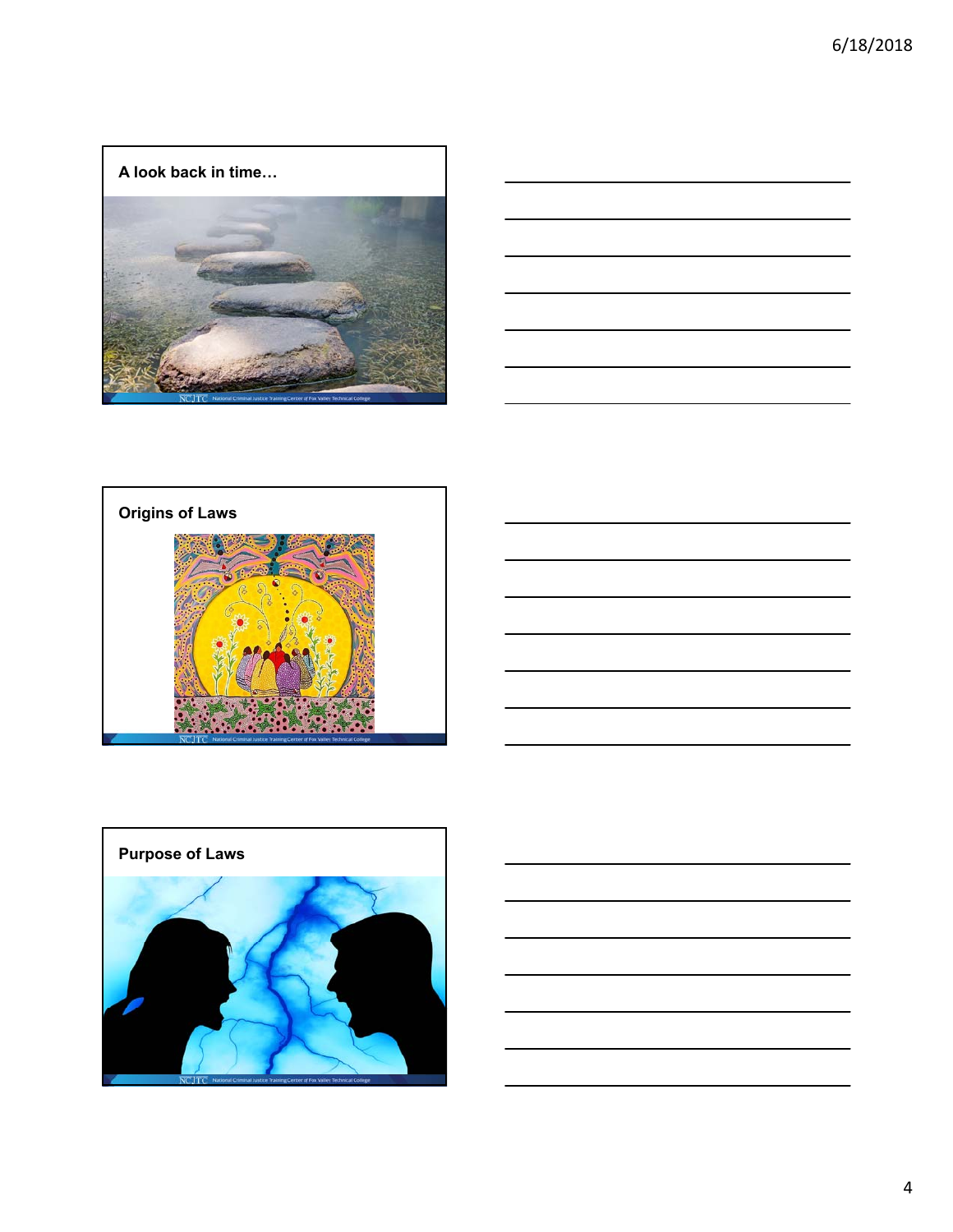## A look back in time…

## Origins of Laws

## Purpose of Laws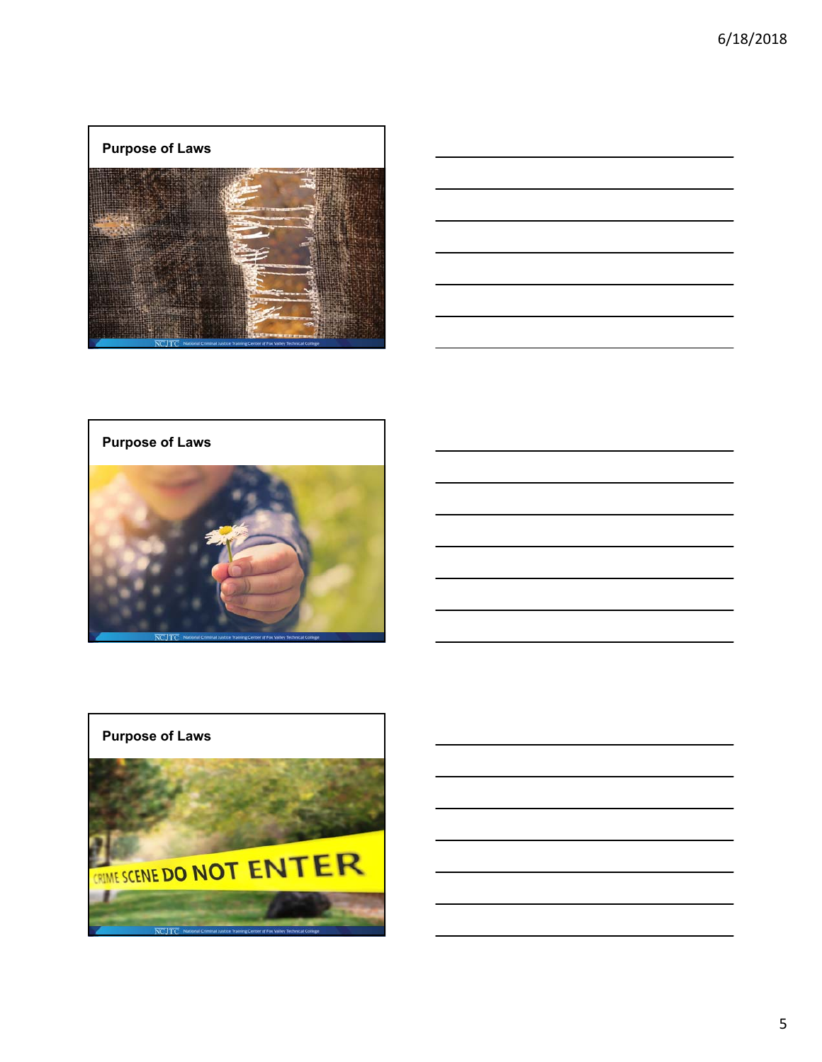## Purpose of Laws

## Purpose of Laws

## Purpose of Laws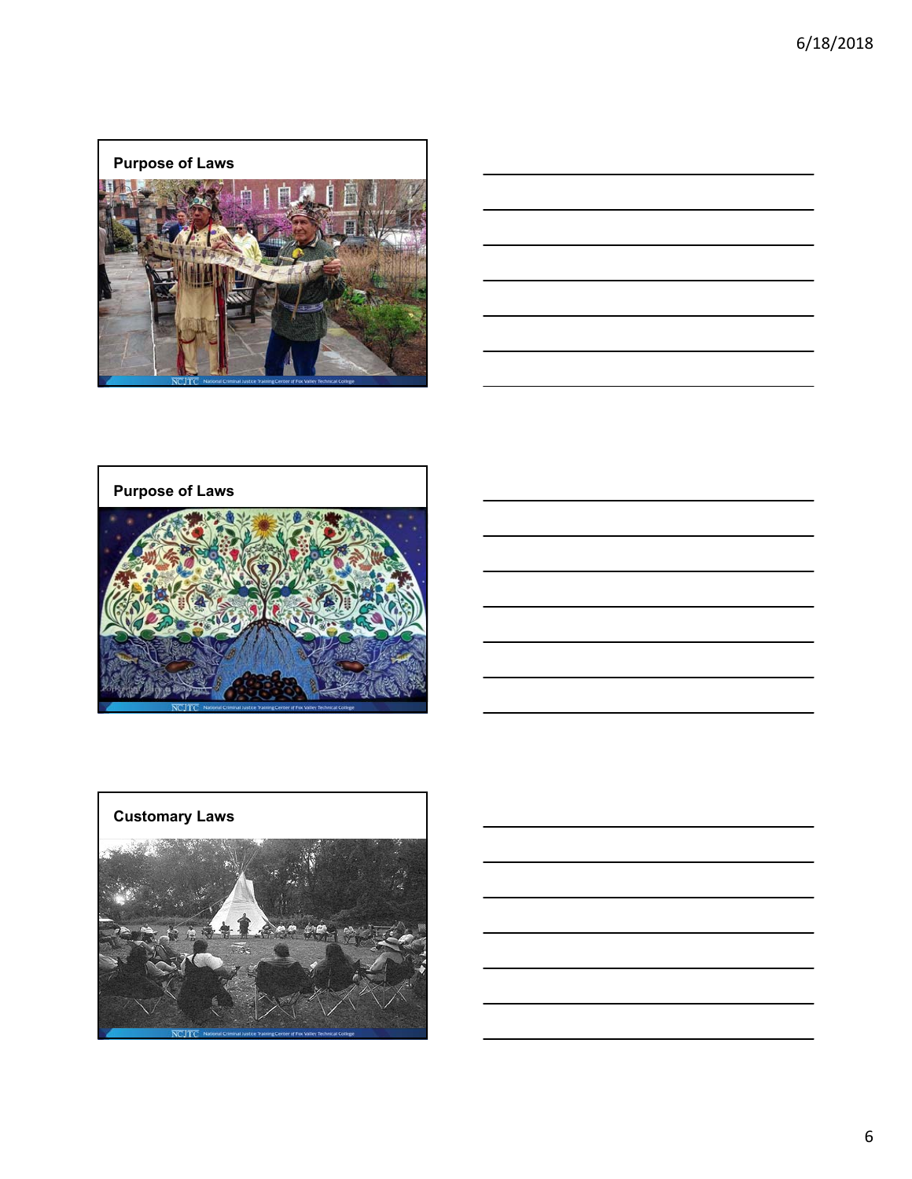## Purpose of Laws

## Purpose of Laws

## Customary Laws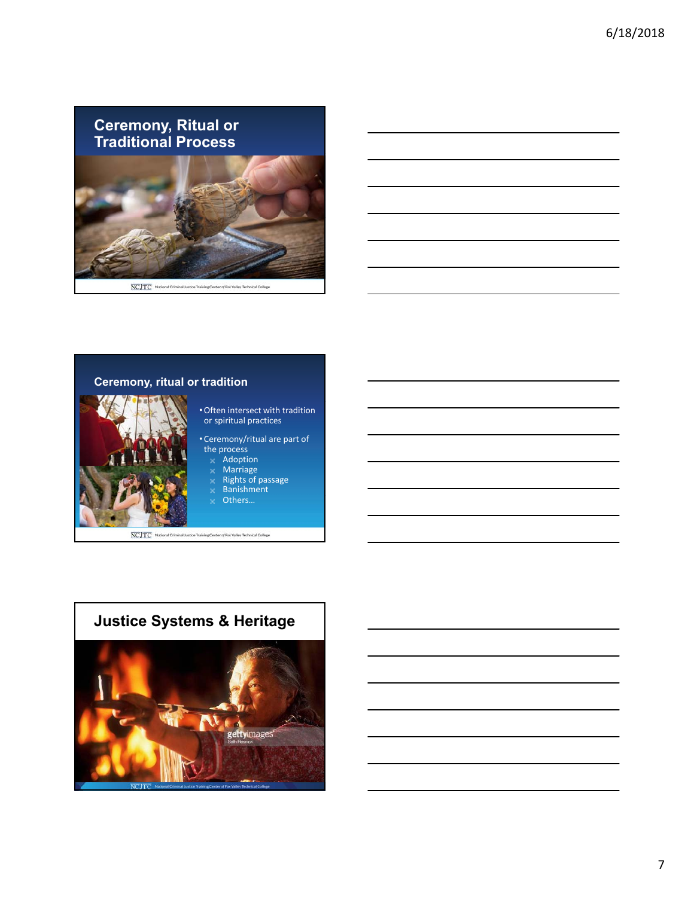## Ceremony, Ritual or Traditional Process

## Ceremony, ritual or tradition

- Often intersect with tradition or spiritual practices
- Ceremony/ritual are part of the process
  - Adoption
  - Marriage
  - Rights of passage
  - Banishment
  - Others…

## Justice Systems & Heritage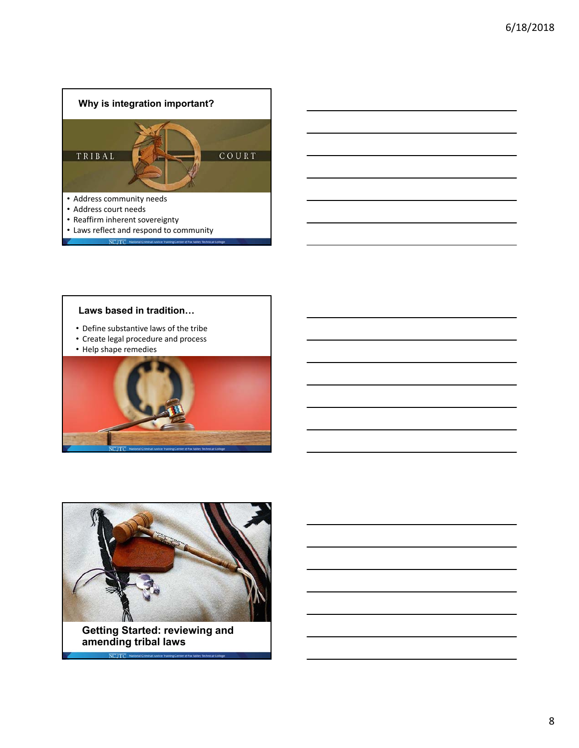## Why is integration important?

TRIBAL COURT

- Address community needs
- Address court needs
- Reaffirm inherent sovereignty
- Laws reflect and respond to community

## Laws based in tradition…

- Define substantive laws of the tribe
- Create legal procedure and process
- Help shape remedies

## Getting Started: reviewing and amending tribal laws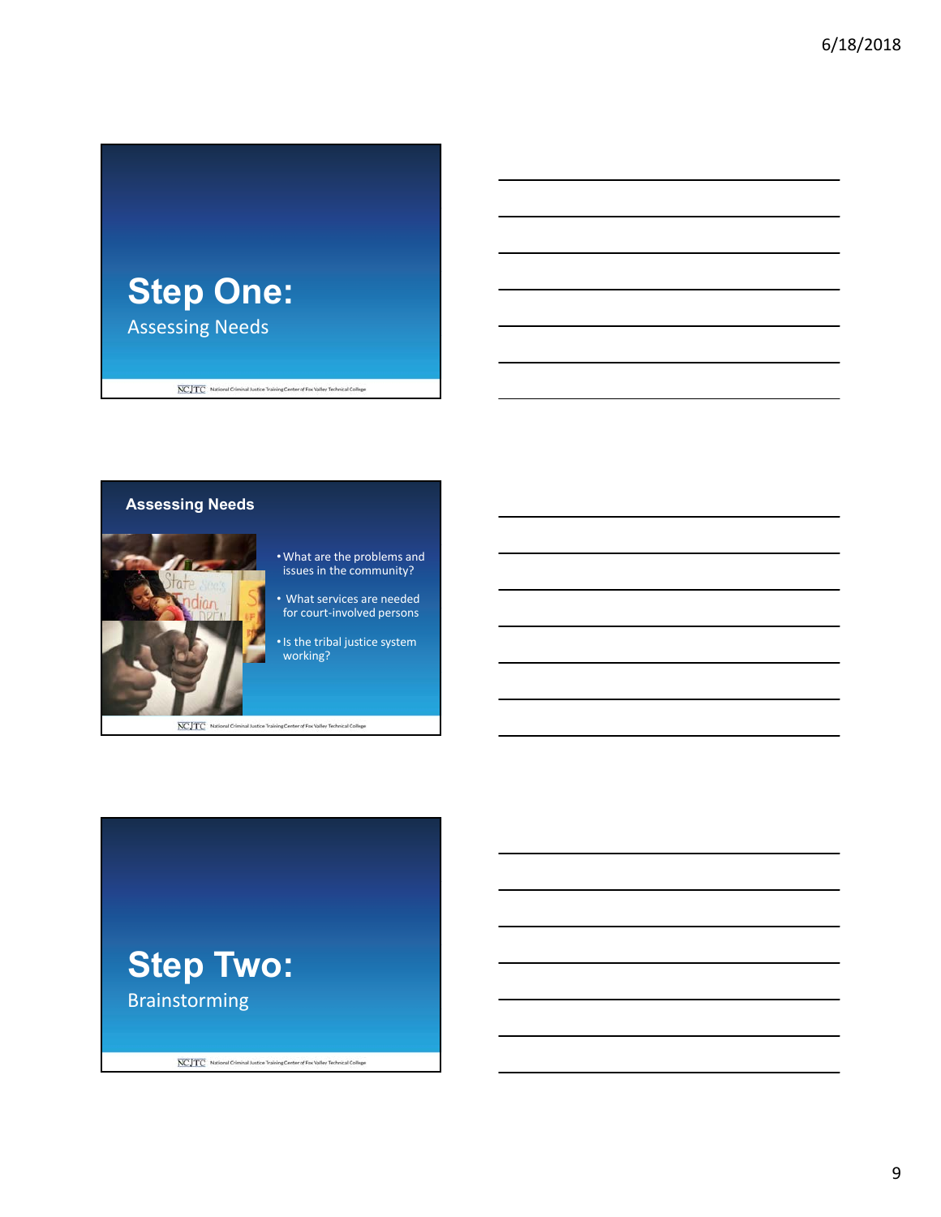# Step One:

Assessing Needs

## Assessing Needs

- What are the problems and issues in the community?
- What services are needed for court-involved persons
- Is the tribal justice system working?

# Step Two:

Brainstorming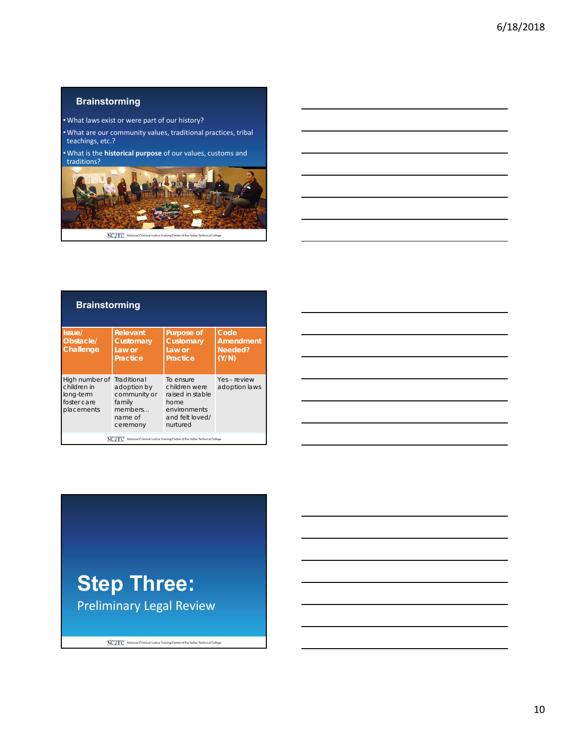## Brainstorming

- What laws exist or were part of our history?
- What are our community values, traditional practices, tribal teachings, etc.?
- What is the **historical purpose** of our values, customs and traditions?

NCJTC National Criminal Justice Training Center of Fox Valley Technical College

## Brainstorming

| Issue/ Obstacle/ Challenge | Relevant Customary Law or Practice | Purpose of Customary Law or Practice | Code Amendment Needed? (Y/N) |
|---|---|---|---|
| High number of children in long-term foster care placements | Traditional adoption by community or family members… name of ceremony | To ensure children were raised in stable home environments and felt loved/ nurtured | Yes – review adoption laws |

NCJTC National Criminal Justice Training Center of Fox Valley Technical College

# Step Three:

## Preliminary Legal Review

NCJTC National Criminal Justice Training Center of Fox Valley Technical College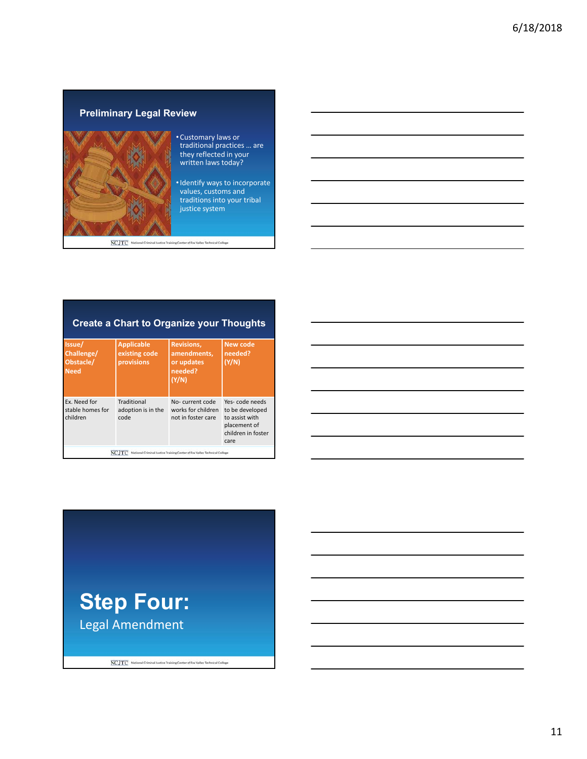## Preliminary Legal Review

- Customary laws or traditional practices … are they reflected in your written laws today?
- Identify ways to incorporate values, customs and traditions into your tribal justice system

## Create a Chart to Organize your Thoughts

| Issue/ Challenge/ Obstacle/ Need | Applicable existing code provisions | Revisions, amendments, or updates needed? (Y/N) | New code needed? (Y/N) |
|---|---|---|---|
| Ex. Need for stable homes for children | Traditional adoption is in the code | No- current code works for children not in foster care | Yes- code needs to be developed to assist with placement of children in foster care |

# Step Four:

Legal Amendment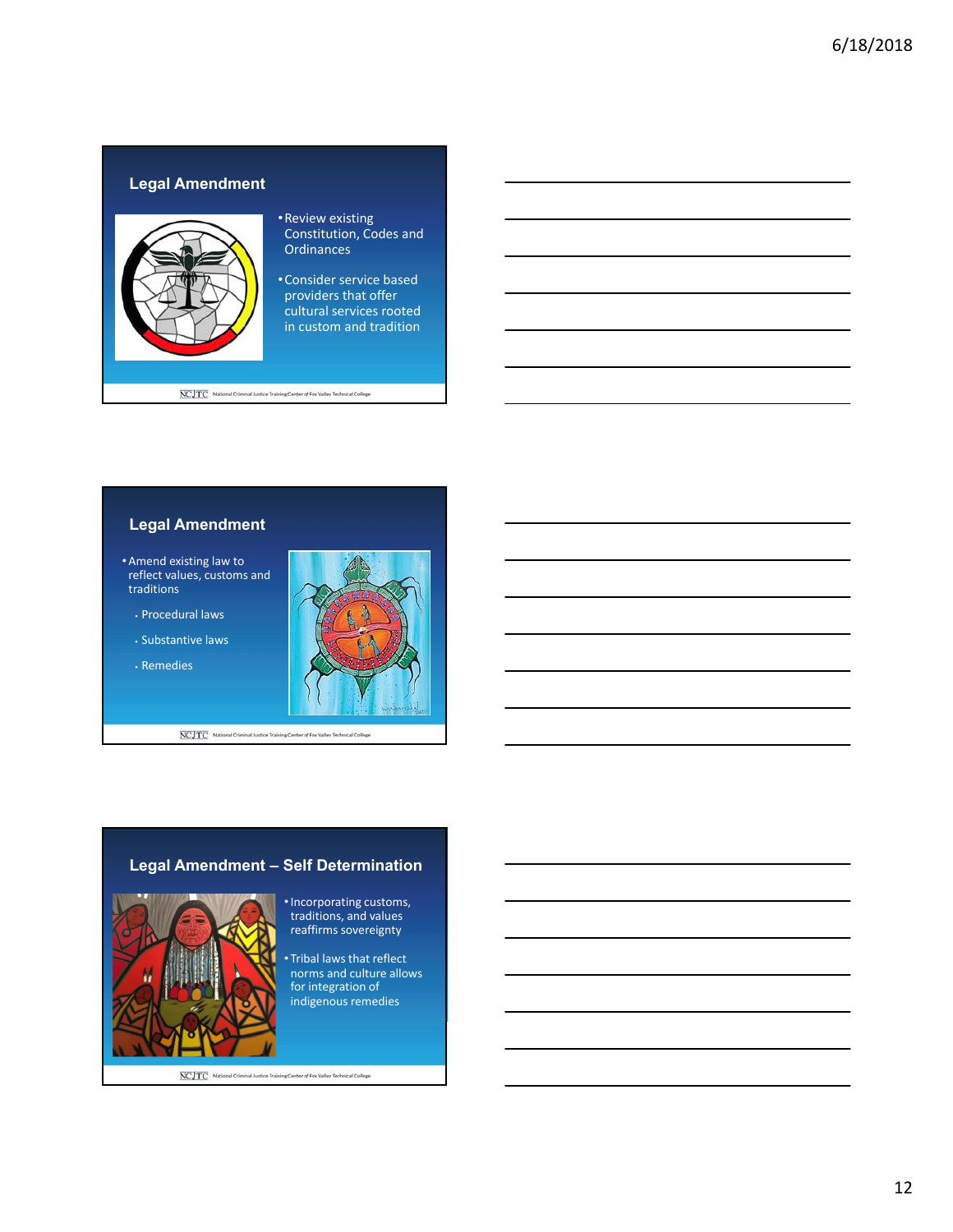## Legal Amendment

- Review existing Constitution, Codes and Ordinances
- Consider service based providers that offer cultural services rooted in custom and tradition

## Legal Amendment

- Amend existing law to reflect values, customs and traditions
  - Procedural laws
  - Substantive laws
  - Remedies

## Legal Amendment – Self Determination

- Incorporating customs, traditions, and values reaffirms sovereignty
- Tribal laws that reflect norms and culture allows for integration of indigenous remedies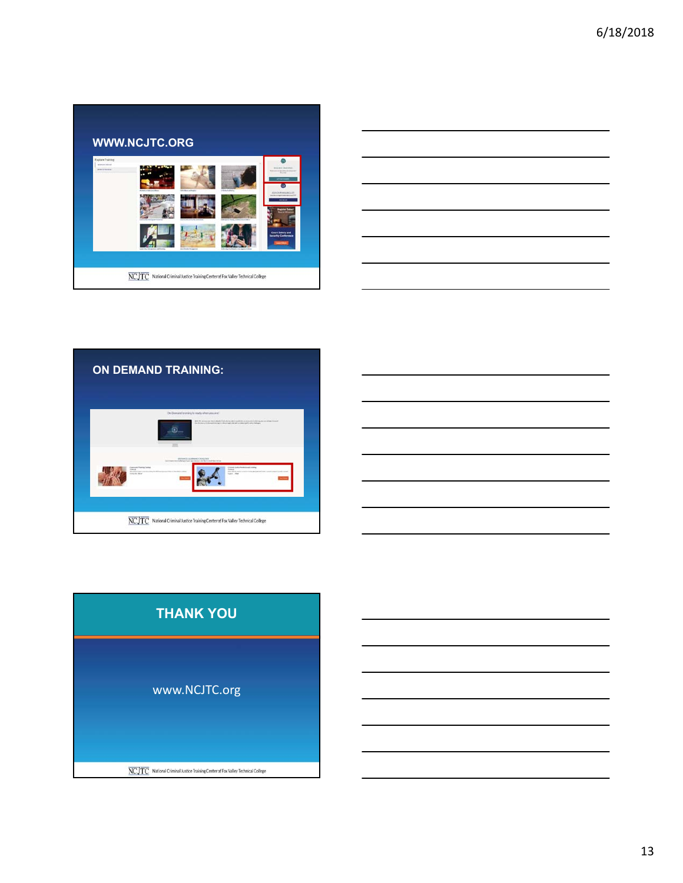## WWW.NCJTC.ORG

NCJTC National Criminal Justice Training Center of Fox Valley Technical College

## ON DEMAND TRAINING:

NCJTC National Criminal Justice Training Center of Fox Valley Technical College

## THANK YOU

www.NCJTC.org

NCJTC National Criminal Justice Training Center of Fox Valley Technical College